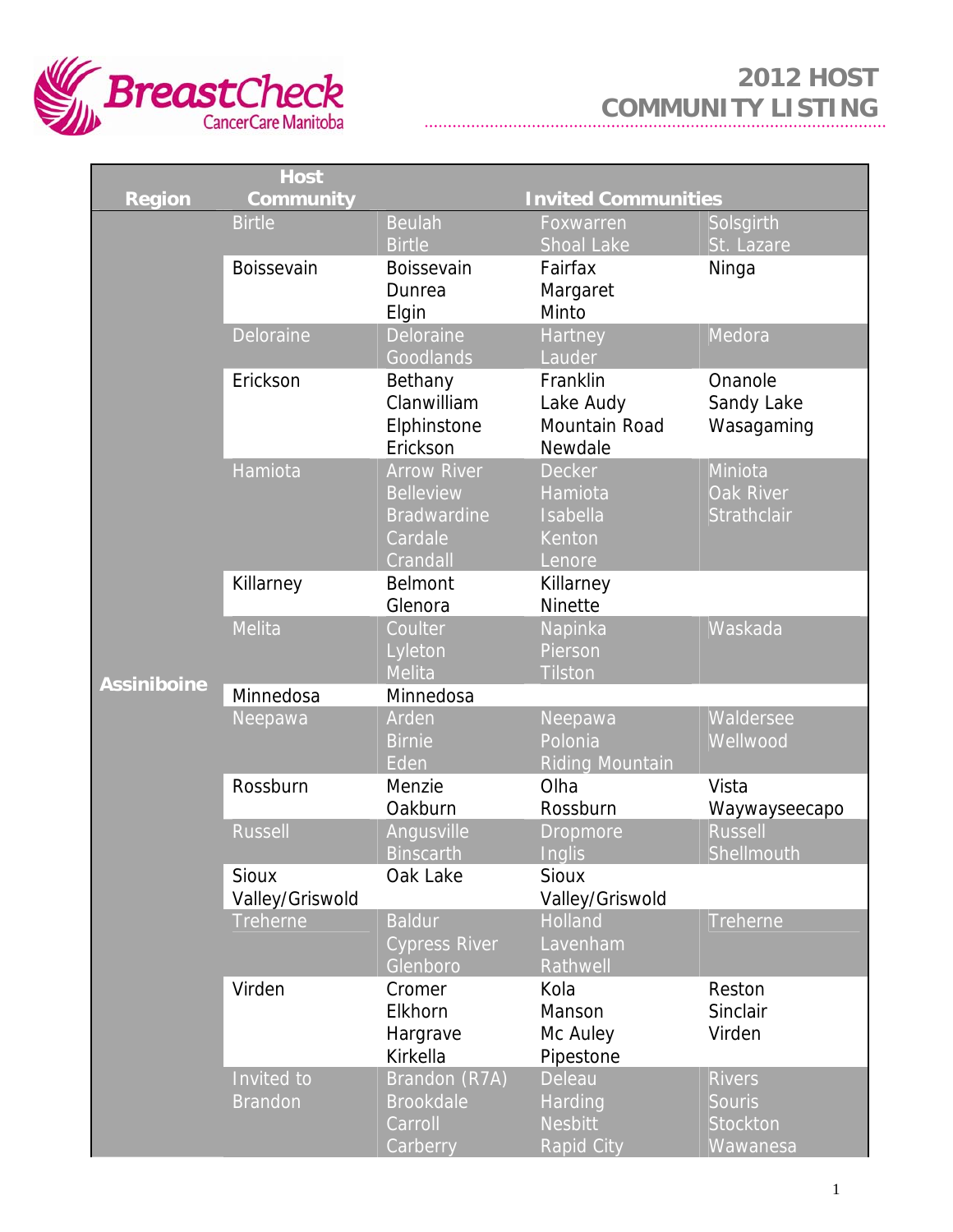BreastCheck CancerCare Manitoba

# 2012 HOST COMMUNITY LISTING

| Region | Host Community | Invited Communities | | |
|---|---|---|---|---|
| Assiniboine | Birtle | Beulah<br>Birtle | Foxwarren<br>Shoal Lake | Solsgirth<br>St. Lazare |
| | Boissevain | Boissevain<br>Dunrea<br>Elgin | Fairfax<br>Margaret<br>Minto | Ninga |
| | Deloraine | Deloraine<br>Goodlands | Hartney<br>Lauder | Medora |
| | Erickson | Bethany<br>Clanwilliam<br>Elphinstone<br>Erickson | Franklin<br>Lake Audy<br>Mountain Road<br>Newdale | Onanole<br>Sandy Lake<br>Wasagaming |
| | Hamiota | Arrow River<br>Belleview<br>Bradwardine<br>Cardale<br>Crandall | Decker<br>Hamiota<br>Isabella<br>Kenton<br>Lenore | Miniota<br>Oak River<br>Strathclair |
| | Killarney | Belmont<br>Glenora | Killarney<br>Ninette | |
| | Melita | Coulter<br>Lyleton<br>Melita | Napinka<br>Pierson<br>Tilston | Waskada |
| | Minnedosa | Minnedosa | | |
| | Neepawa | Arden<br>Birnie<br>Eden | Neepawa<br>Polonia<br>Riding Mountain | Waldersee<br>Wellwood |
| | Rossburn | Menzie<br>Oakburn | Olha<br>Rossburn | Vista<br>Waywayseecapo |
| | Russell | Angusville<br>Binscarth | Dropmore<br>Inglis | Russell<br>Shellmouth |
| | Sioux Valley/Griswold | Oak Lake | Sioux Valley/Griswold | |
| | Treherne | Baldur<br>Cypress River<br>Glenboro | Holland<br>Lavenham<br>Rathwell | Treherne |
| | Virden | Cromer<br>Elkhorn<br>Hargrave<br>Kirkella | Kola<br>Manson<br>Mc Auley<br>Pipestone | Reston<br>Sinclair<br>Virden |
| | Invited to Brandon | Brandon (R7A)<br>Brookdale<br>Carroll<br>Carberry | Deleau<br>Harding<br>Nesbitt<br>Rapid City | Rivers<br>Souris<br>Stockton<br>Wawanesa |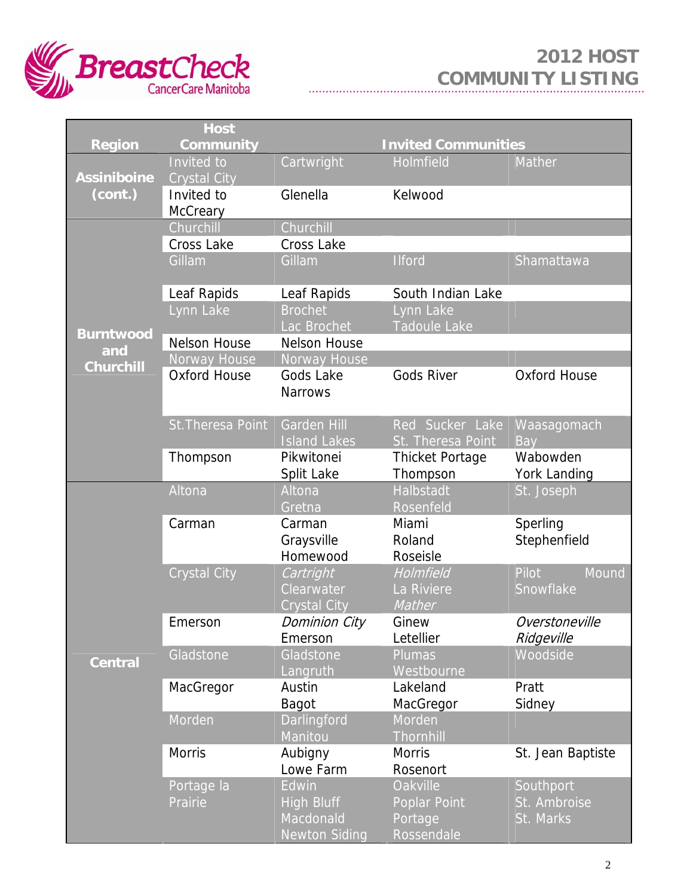# 2012 HOST COMMUNITY LISTING

| Region | Host Community | Invited Communities | | |
|---|---|---|---|---|
| Assiniboine (cont.) | Invited to Crystal City | Cartwright | Holmfield | Mather |
| | Invited to McCreary | Glenella | Kelwood | |
| Burntwood and Churchill | Churchill | Churchill | | |
| | Cross Lake | Cross Lake | | |
| | Gillam | Gillam | Ilford | Shamattawa |
| | Leaf Rapids | Leaf Rapids | South Indian Lake | |
| | Lynn Lake | Brochet<br>Lac Brochet | Lynn Lake<br>Tadoule Lake | |
| | Nelson House | Nelson House | | |
| | Norway House | Norway House | | |
| | Oxford House | Gods Lake Narrows | Gods River | Oxford House |
| | St.Theresa Point | Garden Hill<br>Island Lakes | Red Sucker Lake<br>St. Theresa Point | Waasagomach Bay |
| | Thompson | Pikwitonei<br>Split Lake | Thicket Portage<br>Thompson | Wabowden<br>York Landing |
| Central | Altona | Altona<br>Gretna | Halbstadt<br>Rosenfeld | St. Joseph |
| | Carman | Carman<br>Graysville<br>Homewood | Miami<br>Roland<br>Roseisle | Sperling<br>Stephenfield |
| | Crystal City | *Cartright*<br>Clearwater<br>Crystal City | *Holmfield*<br>La Riviere<br>*Mather* | Pilot Mound<br>Snowflake |
| | Emerson | *Dominion City*<br>Emerson | Ginew<br>Letellier | *Overstoneville*<br>*Ridgeville* |
| | Gladstone | Gladstone<br>Langruth | Plumas<br>Westbourne | Woodside |
| | MacGregor | Austin<br>Bagot | Lakeland<br>MacGregor | Pratt<br>Sidney |
| | Morden | Darlingford<br>Manitou | Morden<br>Thornhill | |
| | Morris | Aubigny<br>Lowe Farm | Morris<br>Rosenort | St. Jean Baptiste |
| | Portage la Prairie | Edwin<br>High Bluff<br>Macdonald<br>Newton Siding | Oakville<br>Poplar Point<br>Portage<br>Rossendale | Southport<br>St. Ambroise<br>St. Marks |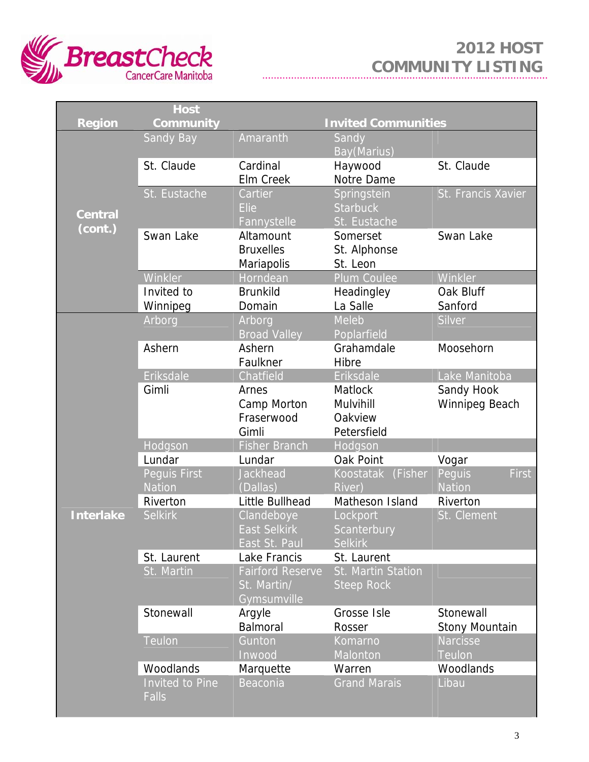## 2012 HOST COMMUNITY LISTING

| Region | Host Community | Invited Communities | | |
|---|---|---|---|---|
| Central (cont.) | Sandy Bay | Amaranth | Sandy Bay(Marius) | |
| | St. Claude | Cardinal<br>Elm Creek | Haywood<br>Notre Dame | St. Claude |
| | St. Eustache | Cartier<br>Elie<br>Fannystelle | Springstein<br>Starbuck<br>St. Eustache | St. Francis Xavier |
| | Swan Lake | Altamount<br>Bruxelles<br>Mariapolis | Somerset<br>St. Alphonse<br>St. Leon | Swan Lake |
| | Winkler | Horndean | Plum Coulee | Winkler |
| | Invited to Winnipeg | Brunkild<br>Domain | Headingley<br>La Salle | Oak Bluff<br>Sanford |
| Interlake | Arborg | Arborg<br>Broad Valley | Meleb<br>Poplarfield | Silver |
| | Ashern | Ashern<br>Faulkner | Grahamdale<br>Hibre | Moosehorn |
| | Eriksdale | Chatfield | Eriksdale | Lake Manitoba |
| | Gimli | Arnes<br>Camp Morton<br>Fraserwood<br>Gimli | Matlock<br>Mulvihill<br>Oakview<br>Petersfield | Sandy Hook<br>Winnipeg Beach |
| | Hodgson | Fisher Branch | Hodgson | |
| | Lundar | Lundar | Oak Point | Vogar |
| | Peguis First Nation | Jackhead (Dallas) | Koostatak (Fisher River) | Peguis First Nation |
| | Riverton | Little Bullhead | Matheson Island | Riverton |
| | Selkirk | Clandeboye<br>East Selkirk<br>East St. Paul | Lockport<br>Scanterbury<br>Selkirk | St. Clement |
| | St. Laurent | Lake Francis | St. Laurent | |
| | St. Martin | Fairford Reserve<br>St. Martin/ Gymsumville | St. Martin Station<br>Steep Rock | |
| | Stonewall | Argyle<br>Balmoral | Grosse Isle<br>Rosser | Stonewall<br>Stony Mountain |
| | Teulon | Gunton<br>Inwood | Komarno<br>Malonton | Narcisse<br>Teulon |
| | Woodlands | Marquette | Warren | Woodlands |
| | Invited to Pine Falls | Beaconia | Grand Marais | Libau |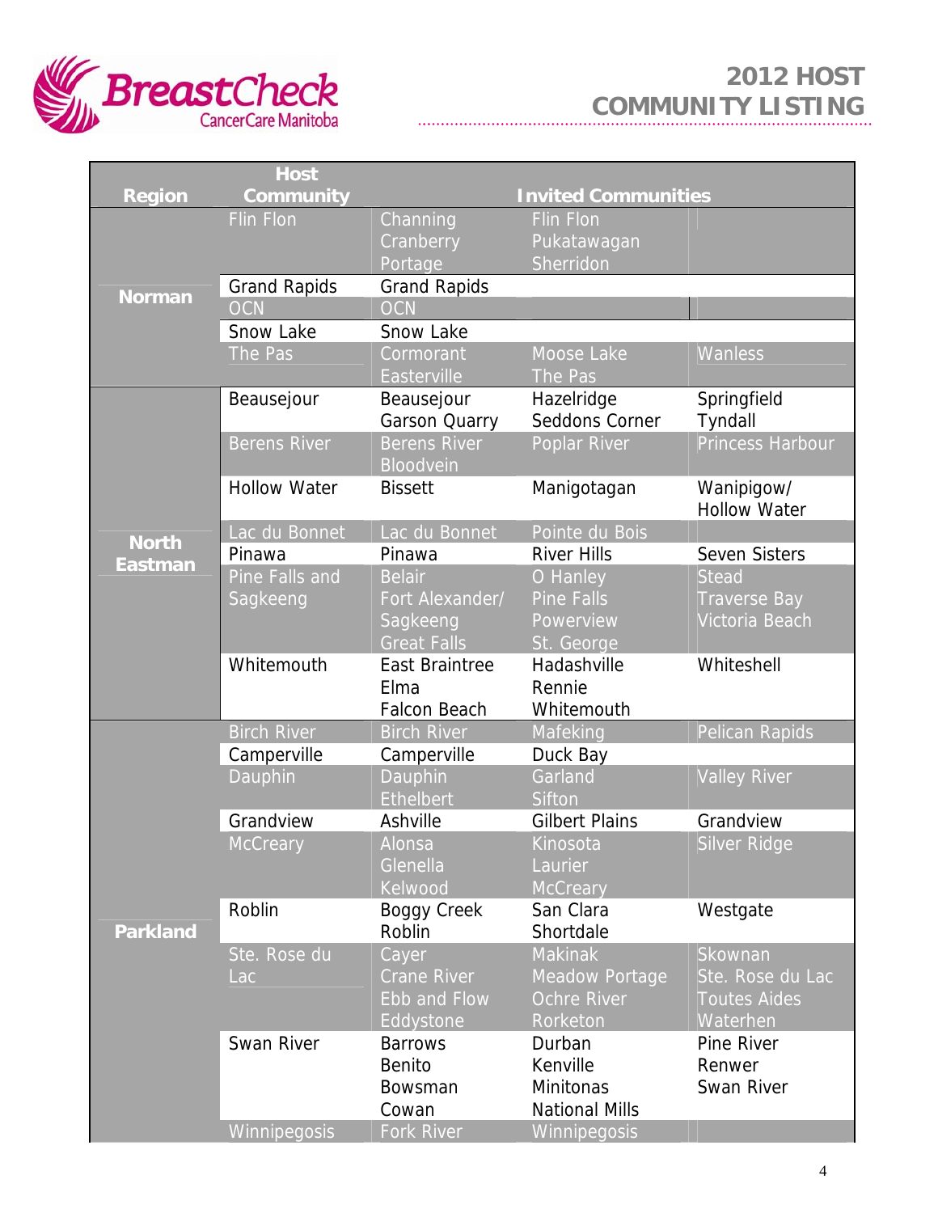# 2012 HOST COMMUNITY LISTING

| Region | Host Community | Invited Communities | | |
|---|---|---|---|---|
| Norman | Flin Flon | Channing<br>Cranberry Portage | Flin Flon<br>Pukatawagan<br>Sherridon | |
| | Grand Rapids | Grand Rapids | | |
| | OCN | OCN | | |
| | Snow Lake | Snow Lake | | |
| | The Pas | Cormorant<br>Easterville | Moose Lake<br>The Pas | Wanless |
| North Eastman | Beausejour | Beausejour<br>Garson Quarry | Hazelridge<br>Seddons Corner | Springfield<br>Tyndall |
| | Berens River | Berens River<br>Bloodvein | Poplar River | Princess Harbour |
| | Hollow Water | Bissett | Manigotagan | Wanipigow/ Hollow Water |
| | Lac du Bonnet | Lac du Bonnet | Pointe du Bois | |
| | Pinawa | Pinawa | River Hills | Seven Sisters |
| | Pine Falls and Sagkeeng | Belair<br>Fort Alexander/ Sagkeeng<br>Great Falls | O Hanley<br>Pine Falls<br>Powerview<br>St. George | Stead<br>Traverse Bay<br>Victoria Beach |
| | Whitemouth | East Braintree<br>Elma<br>Falcon Beach | Hadashville<br>Rennie<br>Whitemouth | Whiteshell |
| Parkland | Birch River | Birch River | Mafeking | Pelican Rapids |
| | Camperville | Camperville | Duck Bay | |
| | Dauphin | Dauphin<br>Ethelbert | Garland<br>Sifton | Valley River |
| | Grandview | Ashville | Gilbert Plains | Grandview |
| | McCreary | Alonsa<br>Glenella<br>Kelwood | Kinosota<br>Laurier<br>McCreary | Silver Ridge |
| | Roblin | Boggy Creek<br>Roblin | San Clara<br>Shortdale | Westgate |
| | Ste. Rose du Lac | Cayer<br>Crane River<br>Ebb and Flow<br>Eddystone | Makinak<br>Meadow Portage<br>Ochre River<br>Rorketon | Skownan<br>Ste. Rose du Lac<br>Toutes Aides<br>Waterhen |
| | Swan River | Barrows<br>Benito<br>Bowsman<br>Cowan | Durban<br>Kenville<br>Minitonas<br>National Mills | Pine River<br>Renwer<br>Swan River |
| | Winnipegosis | Fork River | Winnipegosis | |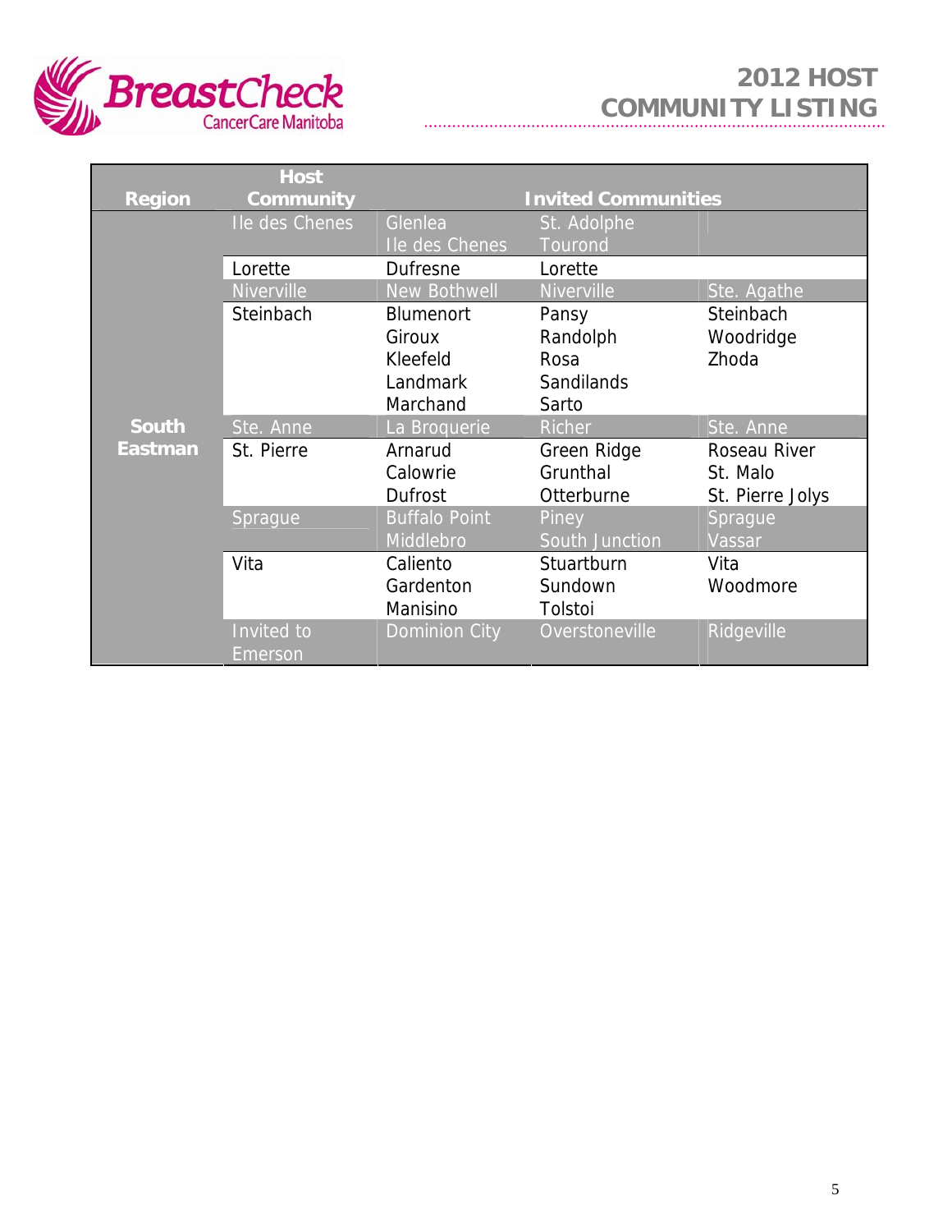# 2012 HOST COMMUNITY LISTING

| Region | Host Community | Invited Communities | | |
|---|---|---|---|---|
| South Eastman | Ile des Chenes | Glenlea<br>Ile des Chenes | St. Adolphe<br>Tourond | |
| | Lorette | Dufresne | Lorette | |
| | Niverville | New Bothwell | Niverville | Ste. Agathe |
| | Steinbach | Blumenort<br>Giroux<br>Kleefeld<br>Landmark<br>Marchand | Pansy<br>Randolph<br>Rosa<br>Sandilands<br>Sarto | Steinbach<br>Woodridge<br>Zhoda |
| | Ste. Anne | La Broquerie | Richer | Ste. Anne |
| | St. Pierre | Arnarud<br>Calowrie<br>Dufrost | Green Ridge<br>Grunthal<br>Otterburne | Roseau River<br>St. Malo<br>St. Pierre Jolys |
| | Sprague | Buffalo Point<br>Middlebro | Piney<br>South Junction | Sprague<br>Vassar |
| | Vita | Caliento<br>Gardenton<br>Manisino | Stuartburn<br>Sundown<br>Tolstoi | Vita<br>Woodmore |
| | Invited to Emerson | Dominion City | Overstoneville | Ridgeville |